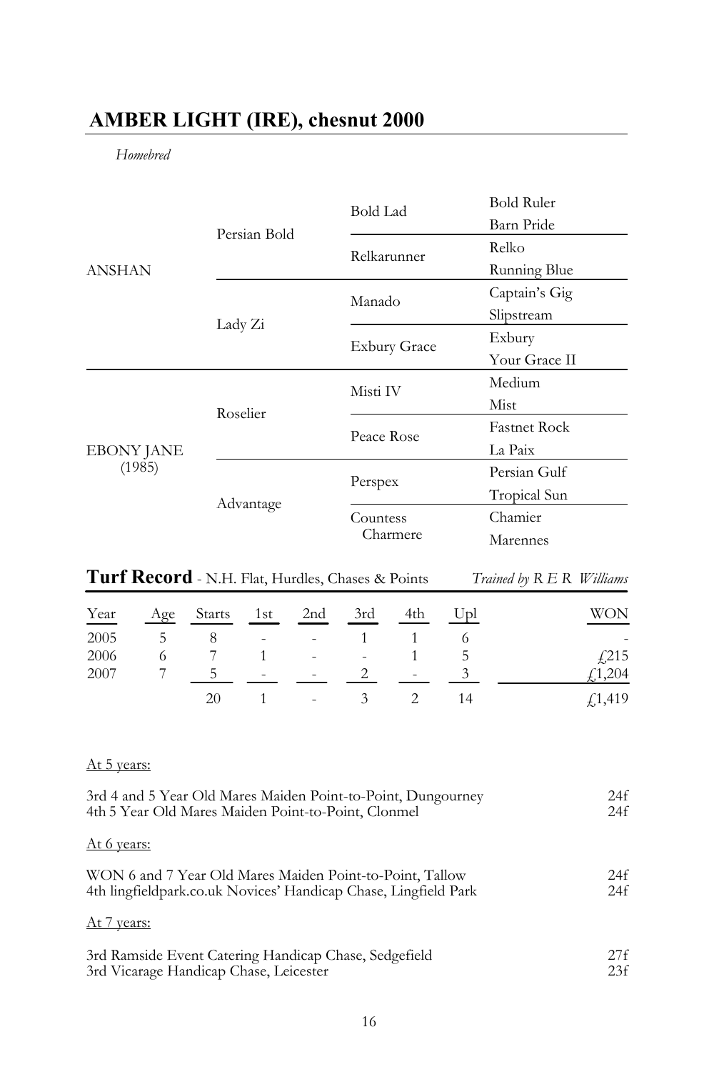## AMBER LIGHT (IRE), chesnut 2000

*Homebred*

| | | | |
|---|---|---|---|
| ANSHAN | Persian Bold | Bold Lad | Bold Ruler |
| | | | Barn Pride |
| | | Relkarunner | Relko |
| | | | Running Blue |
| | Lady Zi | Manado | Captain's Gig |
| | | | Slipstream |
| | | Exbury Grace | Exbury |
| | | | Your Grace II |
| EBONY JANE (1985) | Roselier | Misti IV | Medium |
| | | | Mist |
| | | Peace Rose | Fastnet Rock |
| | | | La Paix |
| | Advantage | Perspex | Persian Gulf |
| | | | Tropical Sun |
| | | Countess Charmere | Chamier |
| | | | Marennes |

**Turf Record** - N.H. Flat, Hurdles, Chases & Points *Trained by R E R Williams*

| Year | Age | Starts | 1st | 2nd | 3rd | 4th | Upl | WON |
|---|---|---|---|---|---|---|---|---|
| 2005 | 5 | 8 | - | - | 1 | 1 | 6 | - |
| 2006 | 6 | 7 | 1 | - | - | 1 | 5 | £215 |
| 2007 | 7 | 5 | - | - | 2 | - | 3 | £1,204 |
| | | 20 | 1 | - | 3 | 2 | 14 | £1,419 |

At 5 years:

3rd 4 and 5 Year Old Mares Maiden Point-to-Point, Dungourney 24f
4th 5 Year Old Mares Maiden Point-to-Point, Clonmel 24f

At 6 years:

WON 6 and 7 Year Old Mares Maiden Point-to-Point, Tallow 24f
4th lingfieldpark.co.uk Novices' Handicap Chase, Lingfield Park 24f

At 7 years:

3rd Ramside Event Catering Handicap Chase, Sedgefield 27f
3rd Vicarage Handicap Chase, Leicester 23f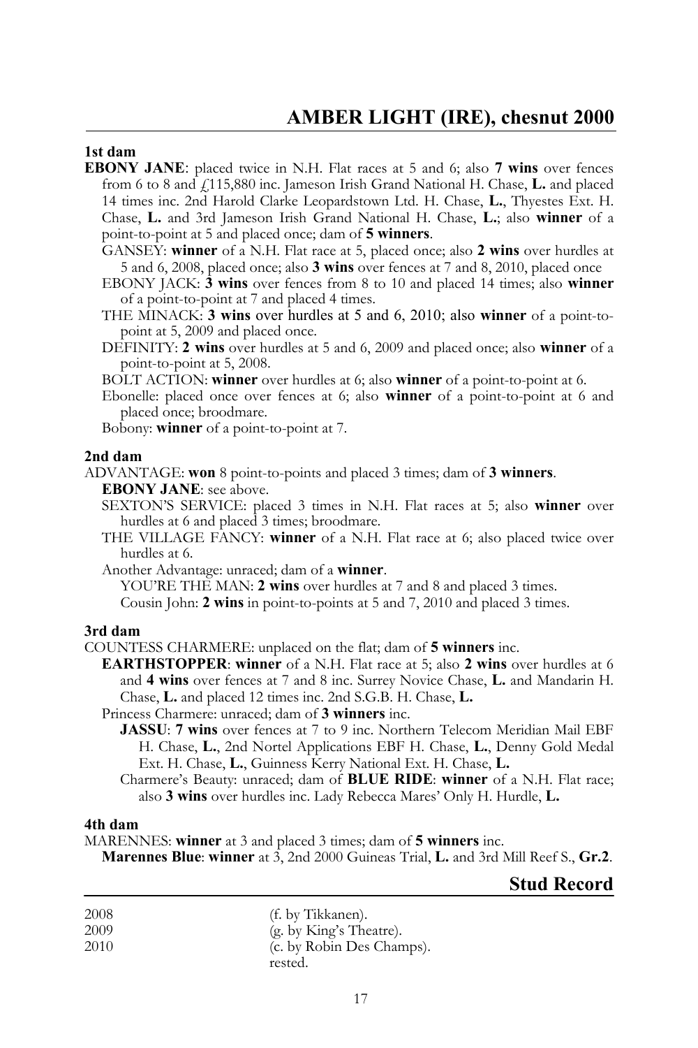# AMBER LIGHT (IRE), chesnut 2000

**1st dam**

**EBONY JANE**: placed twice in N.H. Flat races at 5 and 6; also **7 wins** over fences from 6 to 8 and £115,880 inc. Jameson Irish Grand National H. Chase, **L.** and placed 14 times inc. 2nd Harold Clarke Leopardstown Ltd. H. Chase, **L.**, Thyestes Ext. H. Chase, **L.** and 3rd Jameson Irish Grand National H. Chase, **L.**; also **winner** of a point-to-point at 5 and placed once; dam of **5 winners**.

GANSEY: **winner** of a N.H. Flat race at 5, placed once; also **2 wins** over hurdles at 5 and 6, 2008, placed once; also **3 wins** over fences at 7 and 8, 2010, placed once

EBONY JACK: **3 wins** over fences from 8 to 10 and placed 14 times; also **winner** of a point-to-point at 7 and placed 4 times.

THE MINACK: **3 wins** over hurdles at 5 and 6, 2010; also **winner** of a point-to-point at 5, 2009 and placed once.

DEFINITY: **2 wins** over hurdles at 5 and 6, 2009 and placed once; also **winner** of a point-to-point at 5, 2008.

BOLT ACTION: **winner** over hurdles at 6; also **winner** of a point-to-point at 6.

Ebonelle: placed once over fences at 6; also **winner** of a point-to-point at 6 and placed once; broodmare.

Bobony: **winner** of a point-to-point at 7.

**2nd dam**

ADVANTAGE: **won** 8 point-to-points and placed 3 times; dam of **3 winners**.

**EBONY JANE**: see above.

SEXTON'S SERVICE: placed 3 times in N.H. Flat races at 5; also **winner** over hurdles at 6 and placed 3 times; broodmare.

THE VILLAGE FANCY: **winner** of a N.H. Flat race at 6; also placed twice over hurdles at 6.

Another Advantage: unraced; dam of a **winner**.

YOU'RE THE MAN: **2 wins** over hurdles at 7 and 8 and placed 3 times.

Cousin John: **2 wins** in point-to-points at 5 and 7, 2010 and placed 3 times.

**3rd dam**

COUNTESS CHARMERE: unplaced on the flat; dam of **5 winners** inc.

**EARTHSTOPPER**: **winner** of a N.H. Flat race at 5; also **2 wins** over hurdles at 6 and **4 wins** over fences at 7 and 8 inc. Surrey Novice Chase, **L.** and Mandarin H. Chase, **L.** and placed 12 times inc. 2nd S.G.B. H. Chase, **L.**

Princess Charmere: unraced; dam of **3 winners** inc.

**JASSU**: **7 wins** over fences at 7 to 9 inc. Northern Telecom Meridian Mail EBF H. Chase, **L.**, 2nd Nortel Applications EBF H. Chase, **L.**, Denny Gold Medal Ext. H. Chase, **L.**, Guinness Kerry National Ext. H. Chase, **L.**

Charmere's Beauty: unraced; dam of **BLUE RIDE**: **winner** of a N.H. Flat race; also **3 wins** over hurdles inc. Lady Rebecca Mares' Only H. Hurdle, **L.**

**4th dam**

MARENNES: **winner** at 3 and placed 3 times; dam of **5 winners** inc.

**Marennes Blue**: **winner** at 3, 2nd 2000 Guineas Trial, **L.** and 3rd Mill Reef S., **Gr.2**.

## Stud Record

| | |
|---|---|
| 2008 | (f. by Tikkanen). |
| 2009 | (g. by King's Theatre). |
| 2010 | (c. by Robin Des Champs). |
| | rested. |